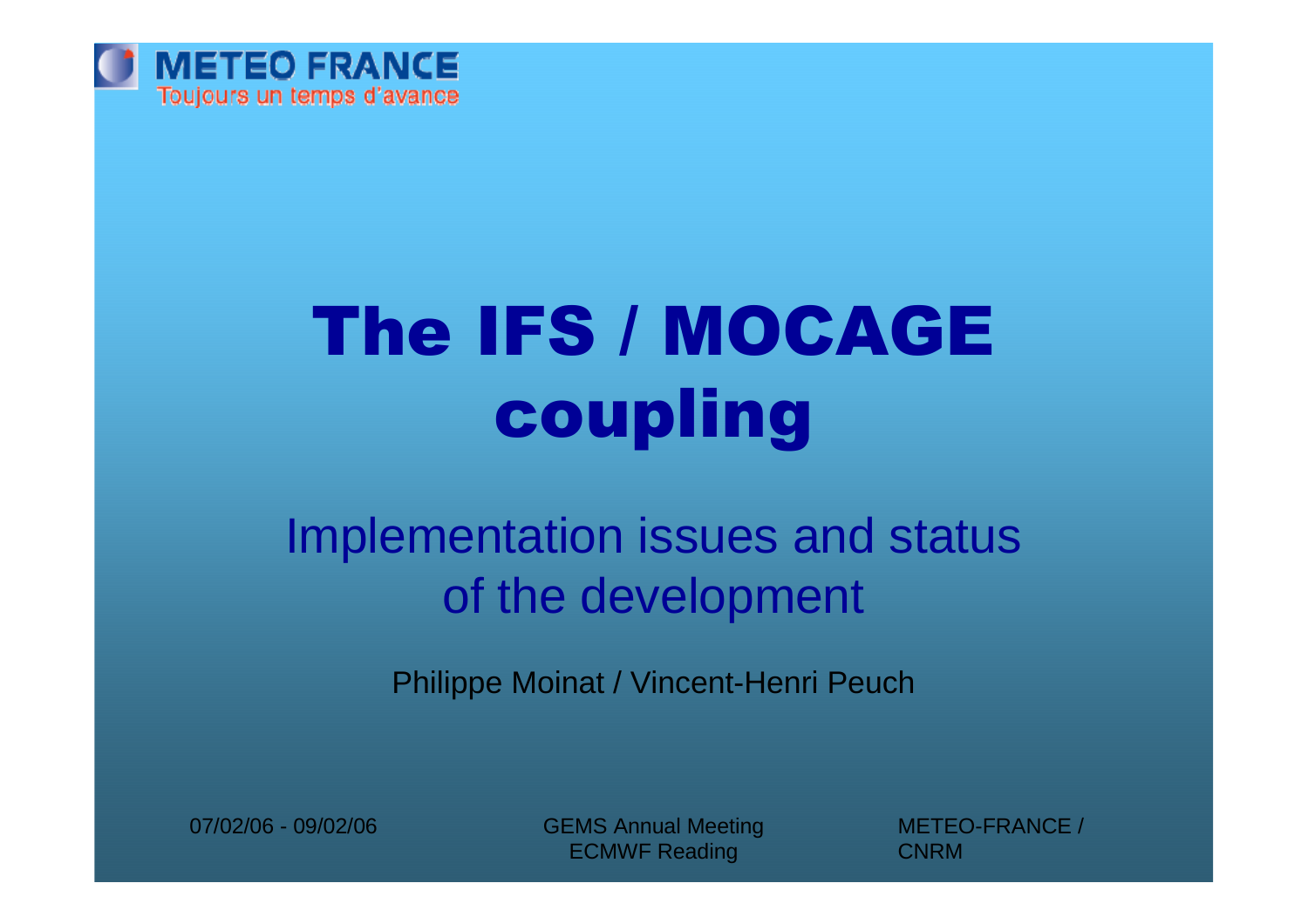METEO FRANCE
Toujours un temps d'avance

# The IFS / MOCAGE coupling

## Implementation issues and status of the development

Philippe Moinat / Vincent-Henri Peuch

07/02/06 - 09/02/06

GEMS Annual Meeting
ECMWF Reading

METEO-FRANCE / CNRM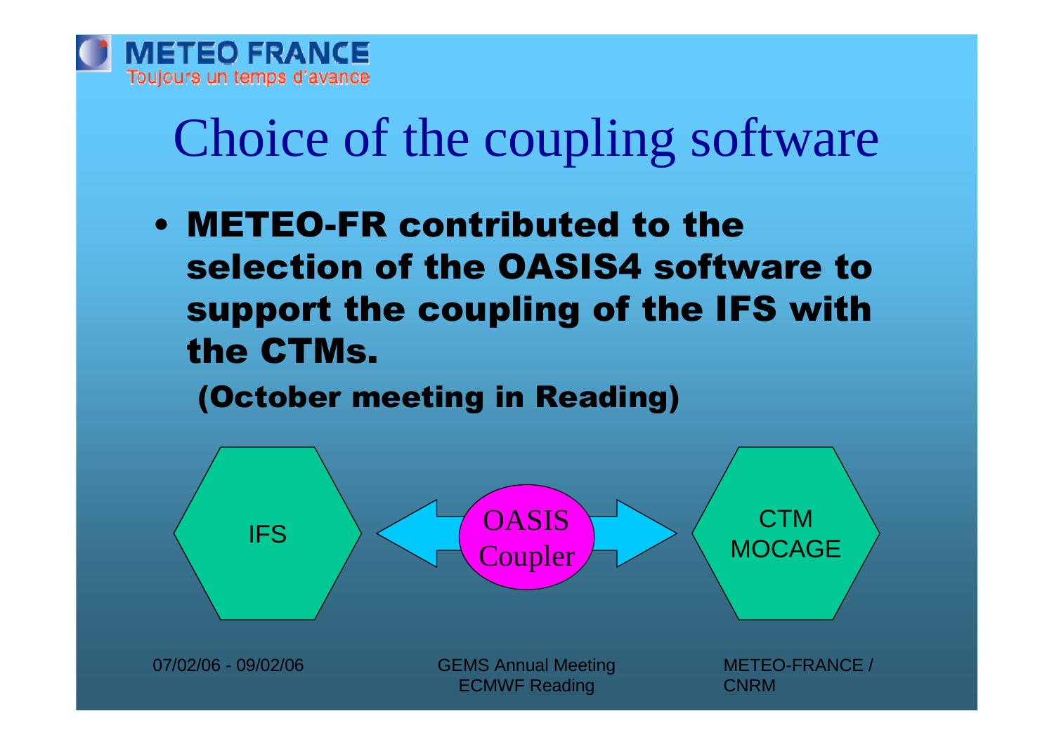# Choice of the coupling software

- **METEO-FR contributed to the selection of the OASIS4 software to support the coupling of the IFS with the CTMs.**

  **(October meeting in Reading)**

IFS ⟷ OASIS Coupler ⟷ CTM MOCAGE

07/02/06 - 09/02/06

GEMS Annual Meeting
ECMWF Reading

METEO-FRANCE / CNRM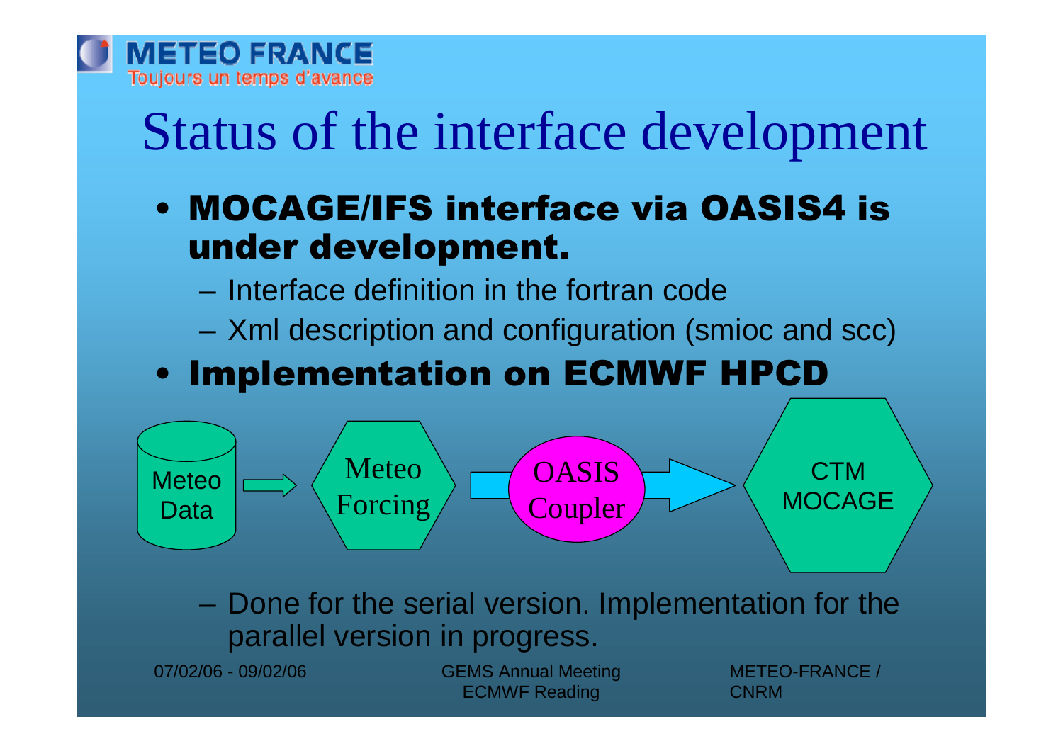# Status of the interface development

- **MOCAGE/IFS interface via OASIS4 is under development.**
  - Interface definition in the fortran code
  - Xml description and configuration (smioc and scc)
- **Implementation on ECMWF HPCD**

Meteo Data → Meteo Forcing → OASIS Coupler → CTM MOCAGE

  - Done for the serial version. Implementation for the parallel version in progress.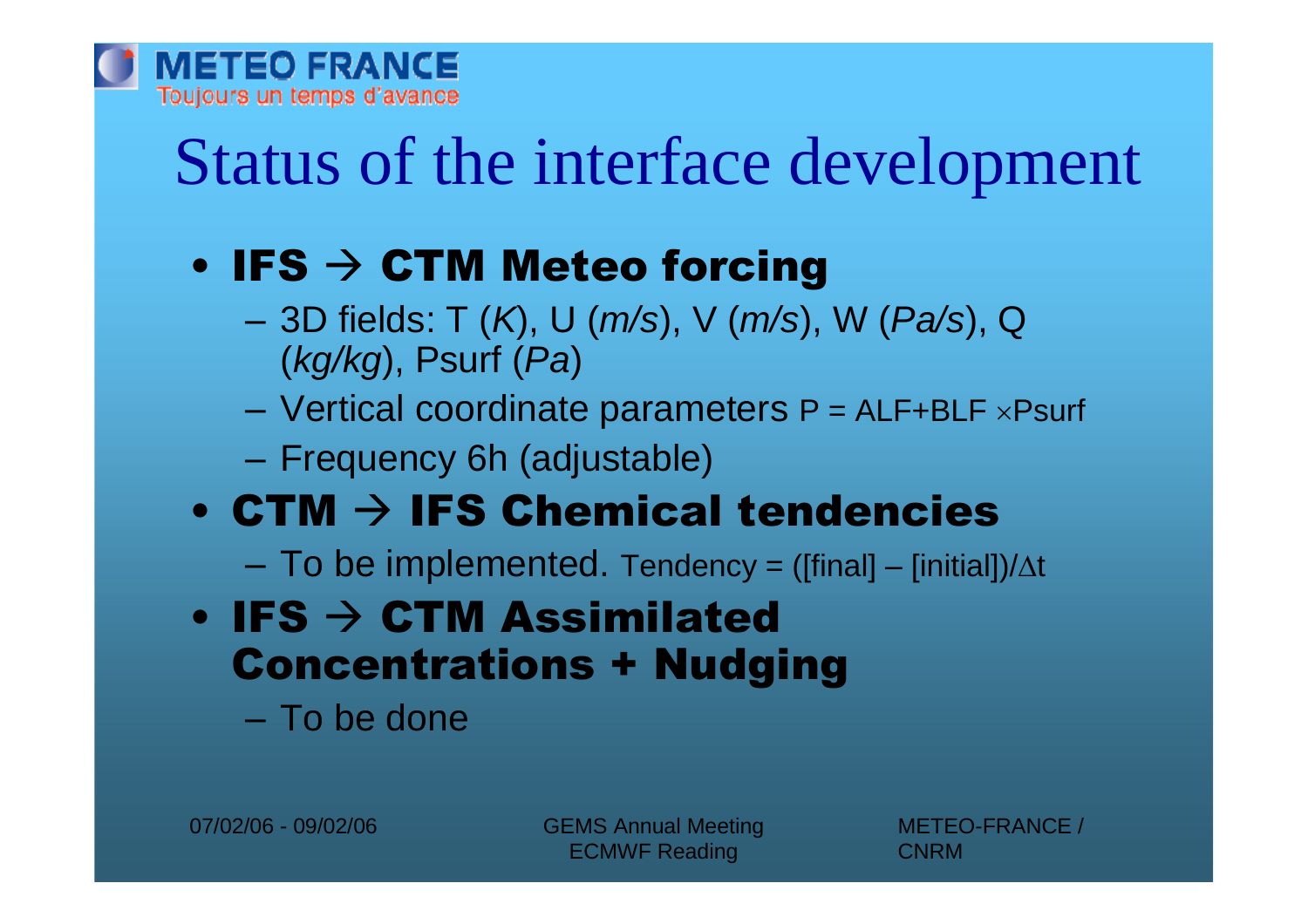# Status of the interface development

- **IFS → CTM Meteo forcing**
  - 3D fields: T (*K*), U (*m/s*), V (*m/s*), W (*Pa/s*), Q (*kg/kg*), Psurf (*Pa*)
  - Vertical coordinate parameters $P = ALF + BLF \times Psurf$
  - Frequency 6h (adjustable)
- **CTM → IFS Chemical tendencies**
  - To be implemented. Tendency = ([final] – [initial])/$\Delta t$
- **IFS → CTM Assimilated Concentrations + Nudging**
  - To be done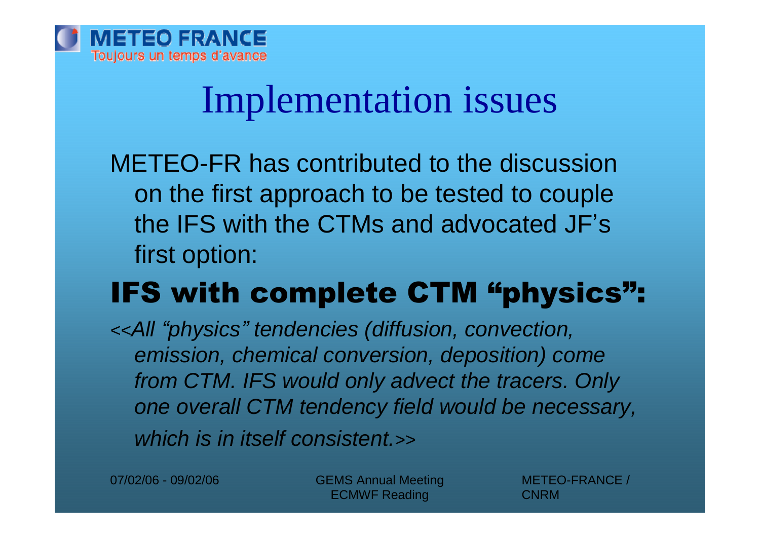# Implementation issues

METEO-FR has contributed to the discussion on the first approach to be tested to couple the IFS with the CTMs and advocated JF's first option:

## IFS with complete CTM "physics":

*<<All "physics" tendencies (diffusion, convection, emission, chemical conversion, deposition) come from CTM. IFS would only advect the tracers. Only one overall CTM tendency field would be necessary, which is in itself consistent.>>*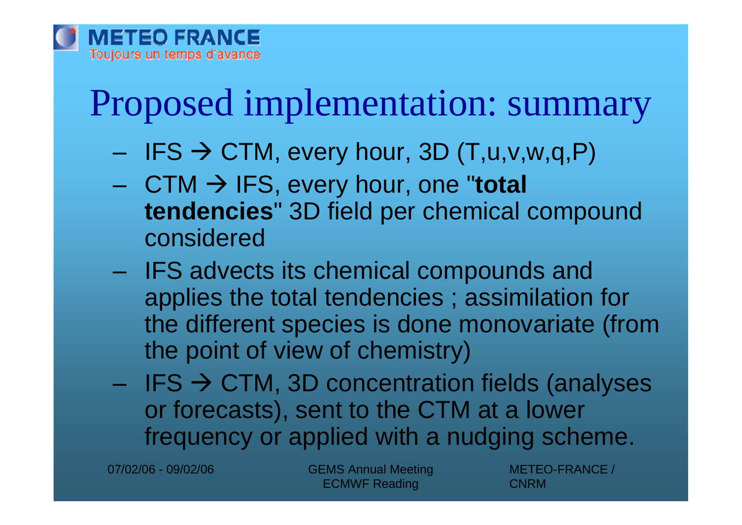# Proposed implementation: summary

- IFS → CTM, every hour, 3D (T,u,v,w,q,P)
- CTM → IFS, every hour, one "**total tendencies**" 3D field per chemical compound considered
- IFS advects its chemical compounds and applies the total tendencies ; assimilation for the different species is done monovariate (from the point of view of chemistry)
- IFS → CTM, 3D concentration fields (analyses or forecasts), sent to the CTM at a lower frequency or applied with a nudging scheme.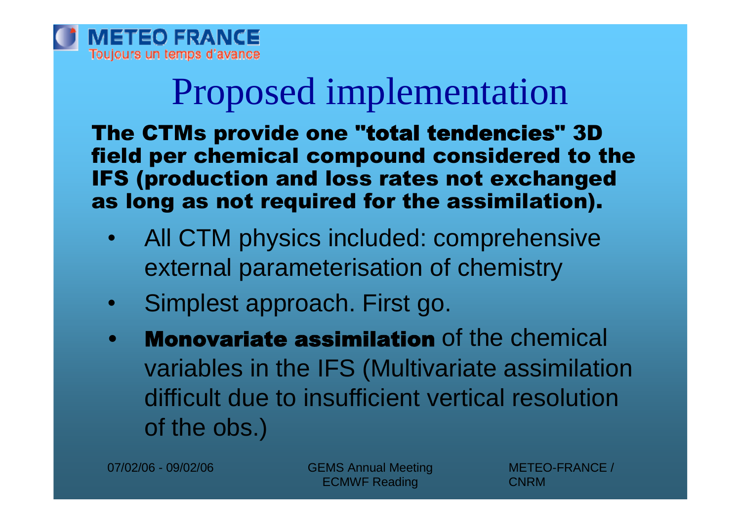# Proposed implementation

**The CTMs provide one "total tendencies" 3D field per chemical compound considered to the IFS (production and loss rates not exchanged as long as not required for the assimilation).**

- All CTM physics included: comprehensive external parameterisation of chemistry
- Simplest approach. First go.
- **Monovariate assimilation** of the chemical variables in the IFS (Multivariate assimilation difficult due to insufficient vertical resolution of the obs.)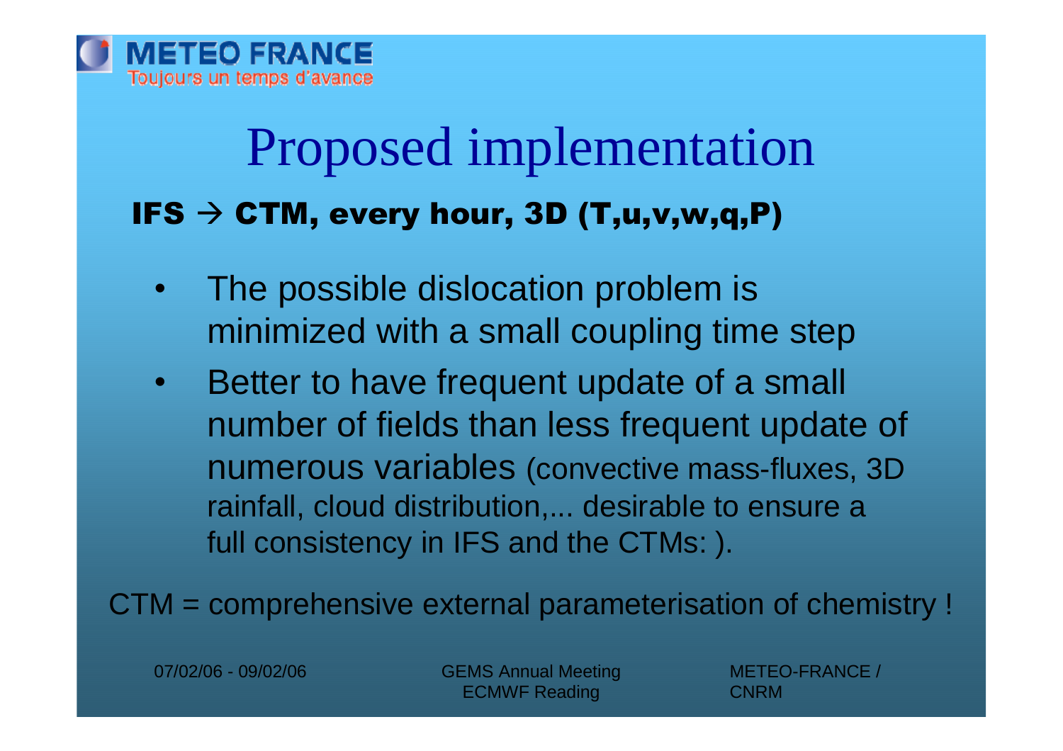# Proposed implementation

**IFS → CTM, every hour, 3D (T,u,v,w,q,P)**

- The possible dislocation problem is minimized with a small coupling time step
- Better to have frequent update of a small number of fields than less frequent update of numerous variables (convective mass-fluxes, 3D rainfall, cloud distribution,... desirable to ensure a full consistency in IFS and the CTMs: ).

CTM = comprehensive external parameterisation of chemistry !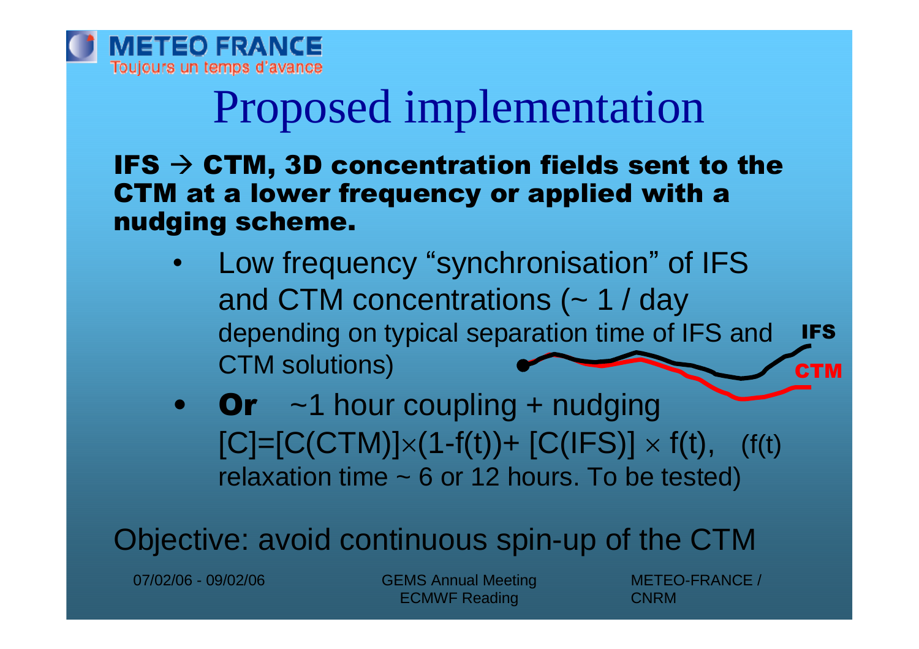# Proposed implementation

**IFS → CTM, 3D concentration fields sent to the CTM at a lower frequency or applied with a nudging scheme.**

- Low frequency "synchronisation" of IFS and CTM concentrations (~ 1 / day depending on typical separation time of IFS and CTM solutions)
- **Or** ~1 hour coupling + nudging $[C]=[C(CTM)]\times(1-f(t))+[C(IFS)]\times f(t)$, (f(t) relaxation time ~ 6 or 12 hours. To be tested)

IFS

CTM

Objective: avoid continuous spin-up of the CTM

07/02/06 - 09/02/06 GEMS Annual Meeting ECMWF Reading METEO-FRANCE / CNRM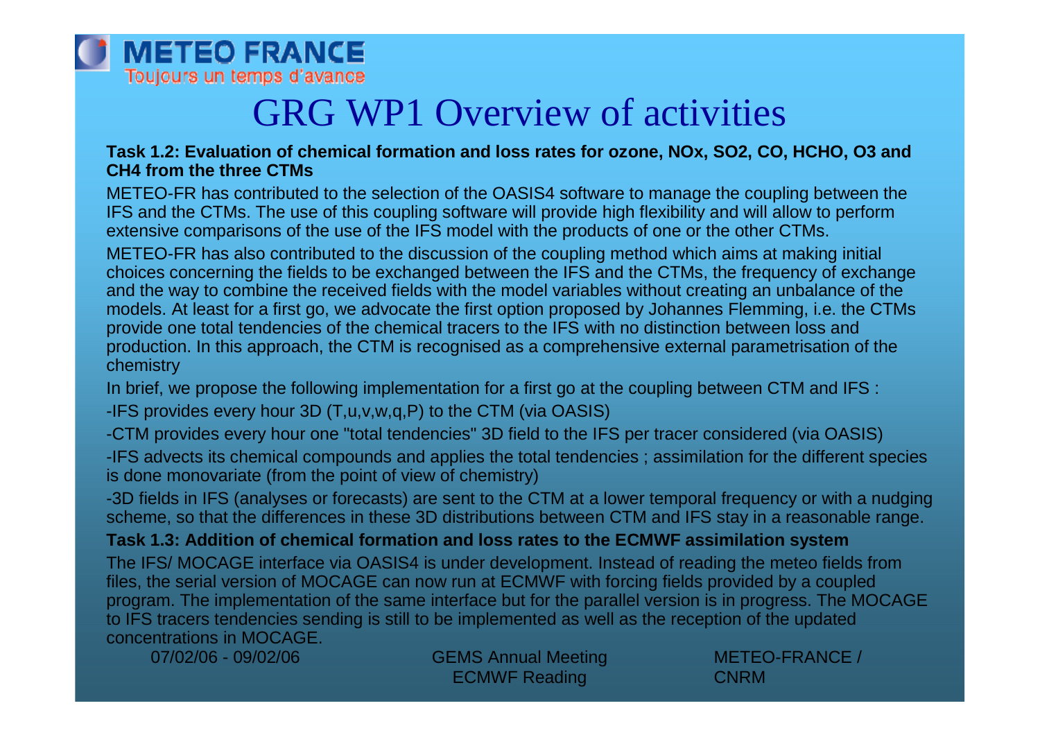# GRG WP1 Overview of activities

**Task 1.2: Evaluation of chemical formation and loss rates for ozone, NOx, SO2, CO, HCHO, O3 and CH4 from the three CTMs**

METEO-FR has contributed to the selection of the OASIS4 software to manage the coupling between the IFS and the CTMs. The use of this coupling software will provide high flexibility and will allow to perform extensive comparisons of the use of the IFS model with the products of one or the other CTMs.

METEO-FR has also contributed to the discussion of the coupling method which aims at making initial choices concerning the fields to be exchanged between the IFS and the CTMs, the frequency of exchange and the way to combine the received fields with the model variables without creating an unbalance of the models. At least for a first go, we advocate the first option proposed by Johannes Flemming, i.e. the CTMs provide one total tendencies of the chemical tracers to the IFS with no distinction between loss and production. In this approach, the CTM is recognised as a comprehensive external parametrisation of the chemistry

In brief, we propose the following implementation for a first go at the coupling between CTM and IFS :

-IFS provides every hour 3D (T,u,v,w,q,P) to the CTM (via OASIS)

-CTM provides every hour one "total tendencies" 3D field to the IFS per tracer considered (via OASIS)

-IFS advects its chemical compounds and applies the total tendencies ; assimilation for the different species is done monovariate (from the point of view of chemistry)

-3D fields in IFS (analyses or forecasts) are sent to the CTM at a lower temporal frequency or with a nudging scheme, so that the differences in these 3D distributions between CTM and IFS stay in a reasonable range.

**Task 1.3: Addition of chemical formation and loss rates to the ECMWF assimilation system**

The IFS/ MOCAGE interface via OASIS4 is under development. Instead of reading the meteo fields from files, the serial version of MOCAGE can now run at ECMWF with forcing fields provided by a coupled program. The implementation of the same interface but for the parallel version is in progress. The MOCAGE to IFS tracers tendencies sending is still to be implemented as well as the reception of the updated concentrations in MOCAGE.